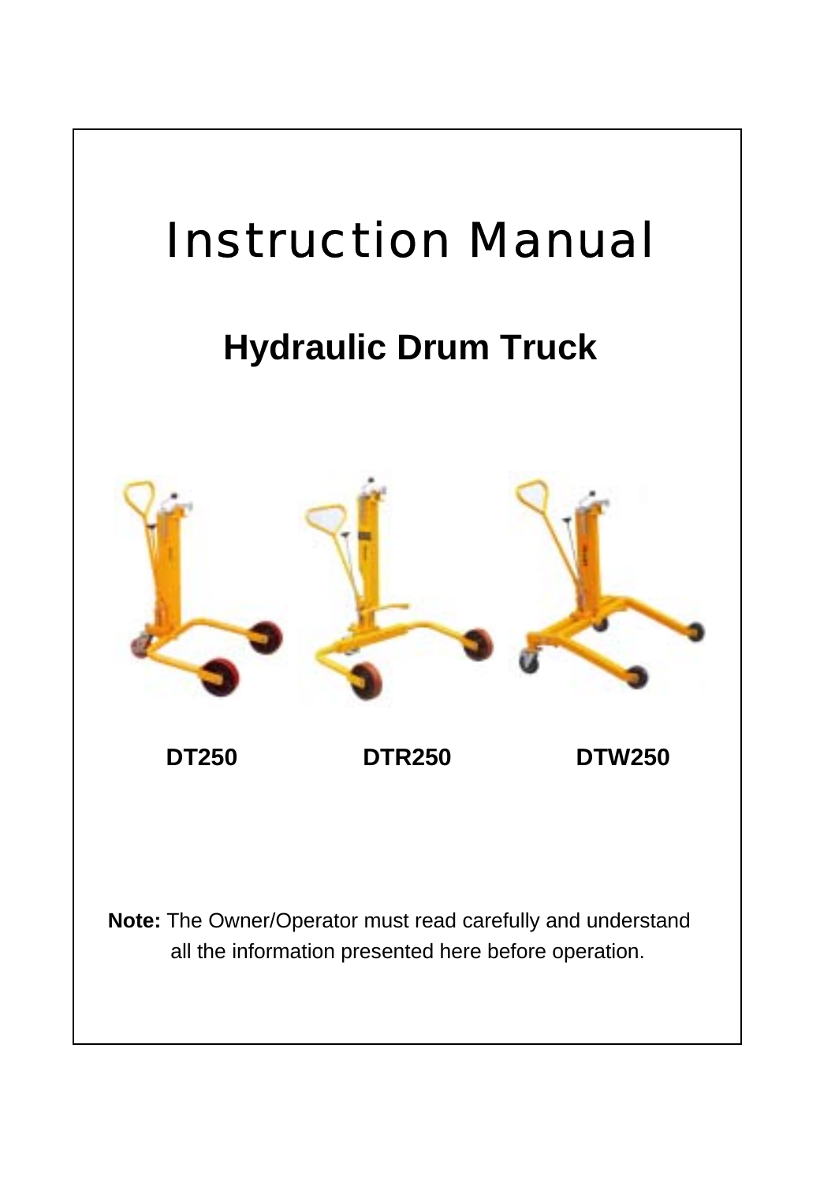# Instruction Manual

## Hydraulic Drum Truck

**DT250** **DTR250** **DTW250**

**Note:** The Owner/Operator must read carefully and understand all the information presented here before operation.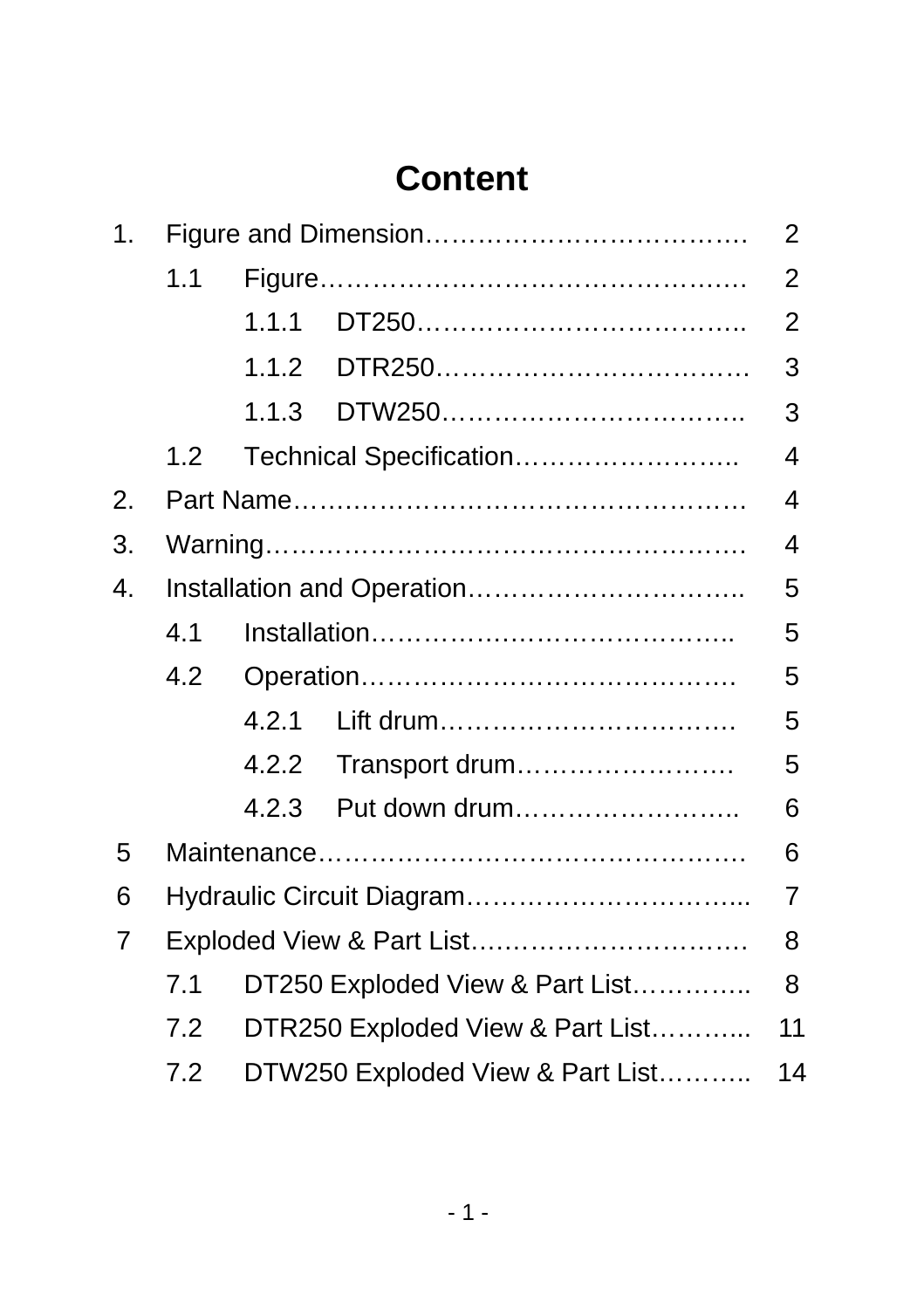# Content

1. Figure and Dimension………………………………. 2
   - 1.1 Figure………………………………………… 2
     - 1.1.1 DT250……………………………….. 2
     - 1.1.2 DTR250……………………………… 3
     - 1.1.3 DTW250…………………………….. 3
   - 1.2 Technical Specification…………………….. 4
2. Part Name…………………………………………… 4
3. Warning……………………………………………… 4
4. Installation and Operation………………………….. 5
   - 4.1 Installation………………………………….. 5
   - 4.2 Operation……………………………………. 5
     - 4.2.1 Lift drum……………………………. 5
     - 4.2.2 Transport drum……………………. 5
     - 4.2.3 Put down drum…………………….. 6
5 Maintenance………………………………………… 6

6 Hydraulic Circuit Diagram…………………………... 7

7 Exploded View & Part List…………………………. 8

   - 7.1 DT250 Exploded View & Part List………….. 8
   - 7.2 DTR250 Exploded View & Part List………... 11
   - 7.2 DTW250 Exploded View & Part List……….. 14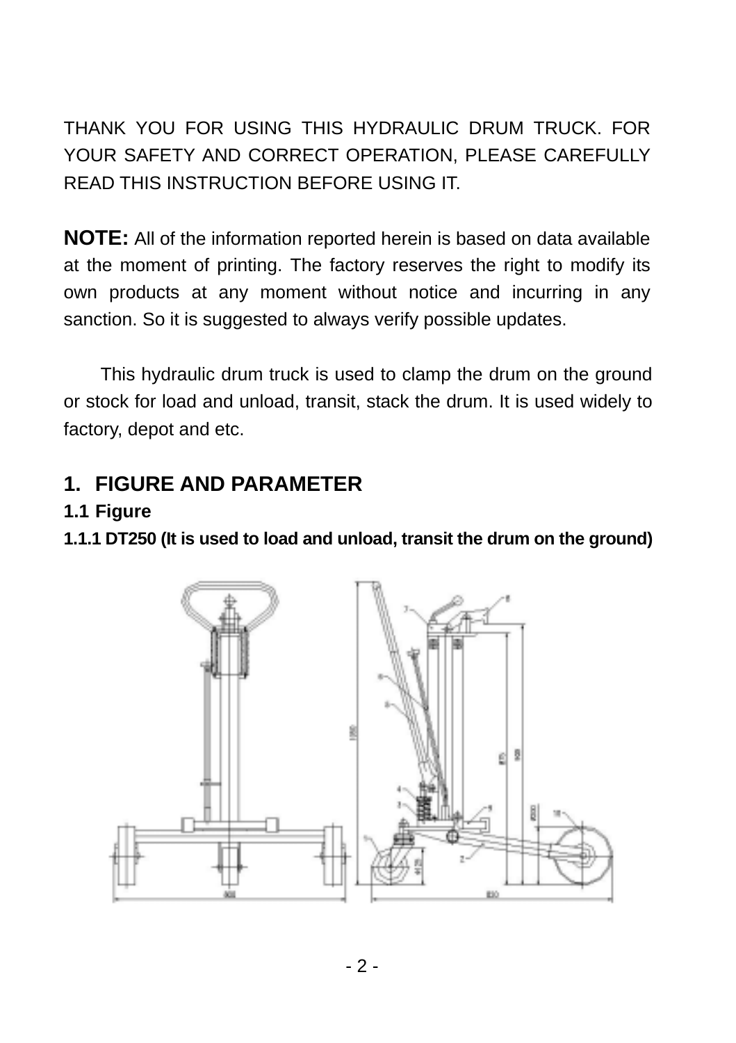THANK YOU FOR USING THIS HYDRAULIC DRUM TRUCK. FOR YOUR SAFETY AND CORRECT OPERATION, PLEASE CAREFULLY READ THIS INSTRUCTION BEFORE USING IT.

**NOTE:** All of the information reported herein is based on data available at the moment of printing. The factory reserves the right to modify its own products at any moment without notice and incurring in any sanction. So it is suggested to always verify possible updates.

This hydraulic drum truck is used to clamp the drum on the ground or stock for load and unload, transit, stack the drum. It is used widely to factory, depot and etc.

# 1. FIGURE AND PARAMETER

## 1.1 Figure

### 1.1.1 DT250 (It is used to load and unload, transit the drum on the ground)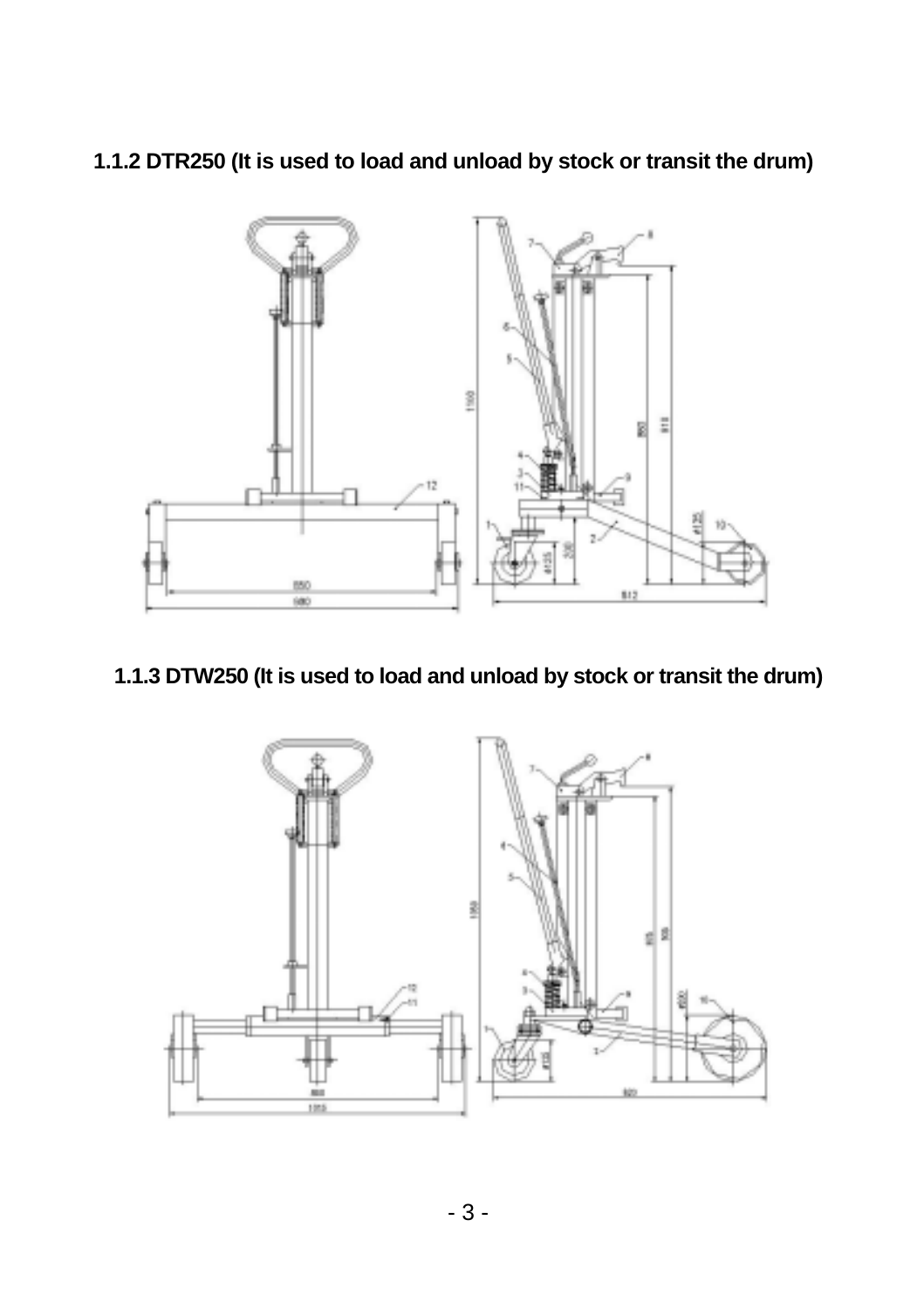### 1.1.2 DTR250 (It is used to load and unload by stock or transit the drum)

### 1.1.3 DTW250 (It is used to load and unload by stock or transit the drum)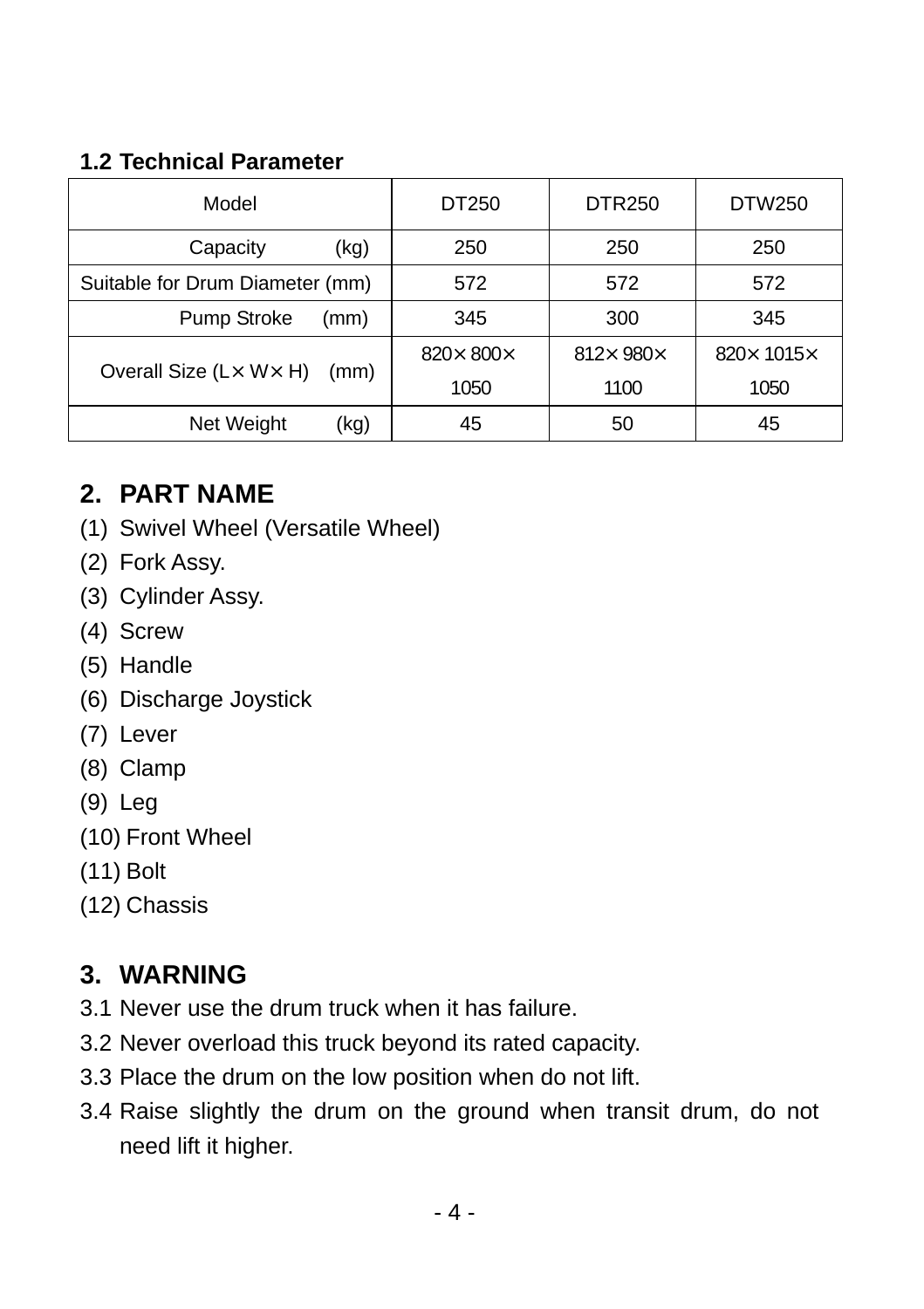### 1.2 Technical Parameter

| Model | DT250 | DTR250 | DTW250 |
|---|---|---|---|
| Capacity (kg) | 250 | 250 | 250 |
| Suitable for Drum Diameter (mm) | 572 | 572 | 572 |
| Pump Stroke (mm) | 345 | 300 | 345 |
| Overall Size (L× W× H) (mm) | 820× 800× 1050 | 812× 980× 1100 | 820× 1015× 1050 |
| Net Weight (kg) | 45 | 50 | 45 |

## 2. PART NAME

(1) Swivel Wheel (Versatile Wheel)
(2) Fork Assy.
(3) Cylinder Assy.
(4) Screw
(5) Handle
(6) Discharge Joystick
(7) Lever
(8) Clamp
(9) Leg
(10) Front Wheel
(11) Bolt
(12) Chassis

## 3. WARNING

3.1 Never use the drum truck when it has failure.
3.2 Never overload this truck beyond its rated capacity.
3.3 Place the drum on the low position when do not lift.
3.4 Raise slightly the drum on the ground when transit drum, do not need lift it higher.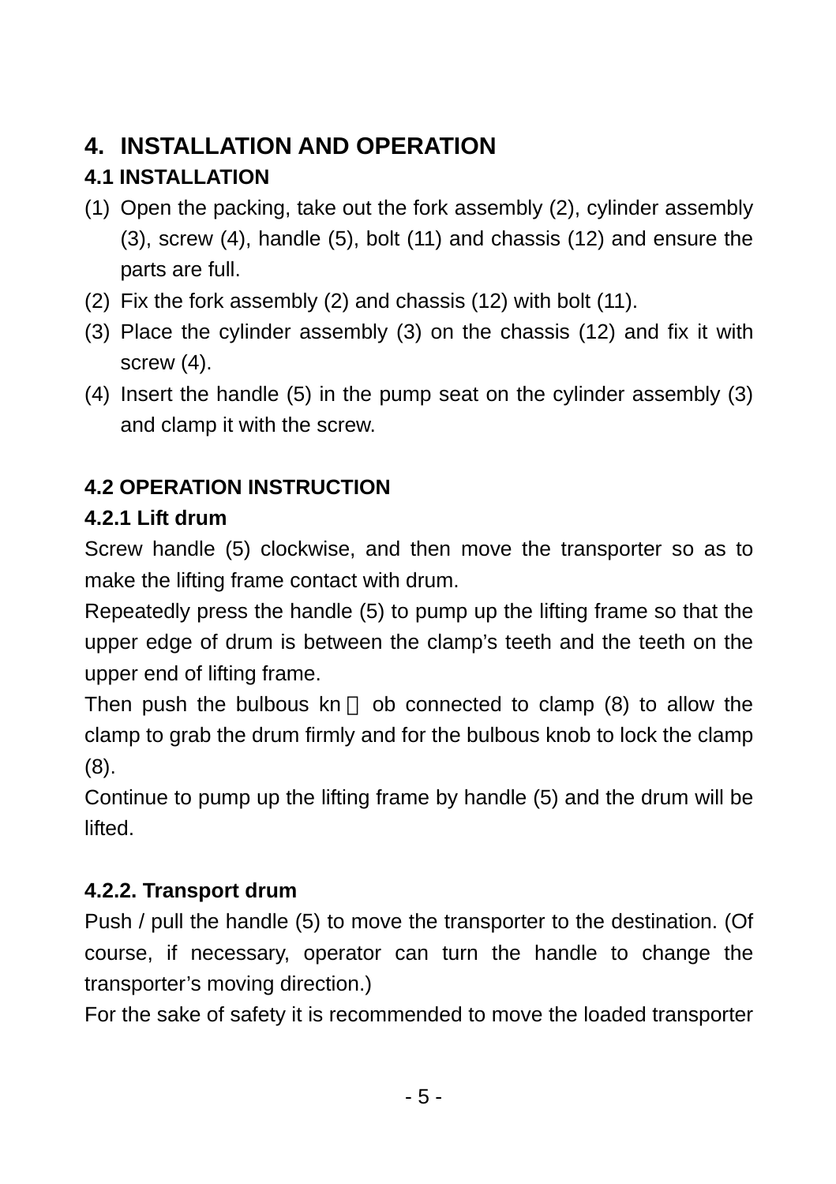# 4. INSTALLATION AND OPERATION

## 4.1 INSTALLATION

(1) Open the packing, take out the fork assembly (2), cylinder assembly (3), screw (4), handle (5), bolt (11) and chassis (12) and ensure the parts are full.
(2) Fix the fork assembly (2) and chassis (12) with bolt (11).
(3) Place the cylinder assembly (3) on the chassis (12) and fix it with screw (4).
(4) Insert the handle (5) in the pump seat on the cylinder assembly (3) and clamp it with the screw.

## 4.2 OPERATION INSTRUCTION

### 4.2.1 Lift drum

Screw handle (5) clockwise, and then move the transporter so as to make the lifting frame contact with drum.

Repeatedly press the handle (5) to pump up the lifting frame so that the upper edge of drum is between the clamp's teeth and the teeth on the upper end of lifting frame.

Then push the bulbous kn ob connected to clamp (8) to allow the clamp to grab the drum firmly and for the bulbous knob to lock the clamp (8).

Continue to pump up the lifting frame by handle (5) and the drum will be lifted.

### 4.2.2. Transport drum

Push / pull the handle (5) to move the transporter to the destination. (Of course, if necessary, operator can turn the handle to change the transporter's moving direction.)

For the sake of safety it is recommended to move the loaded transporter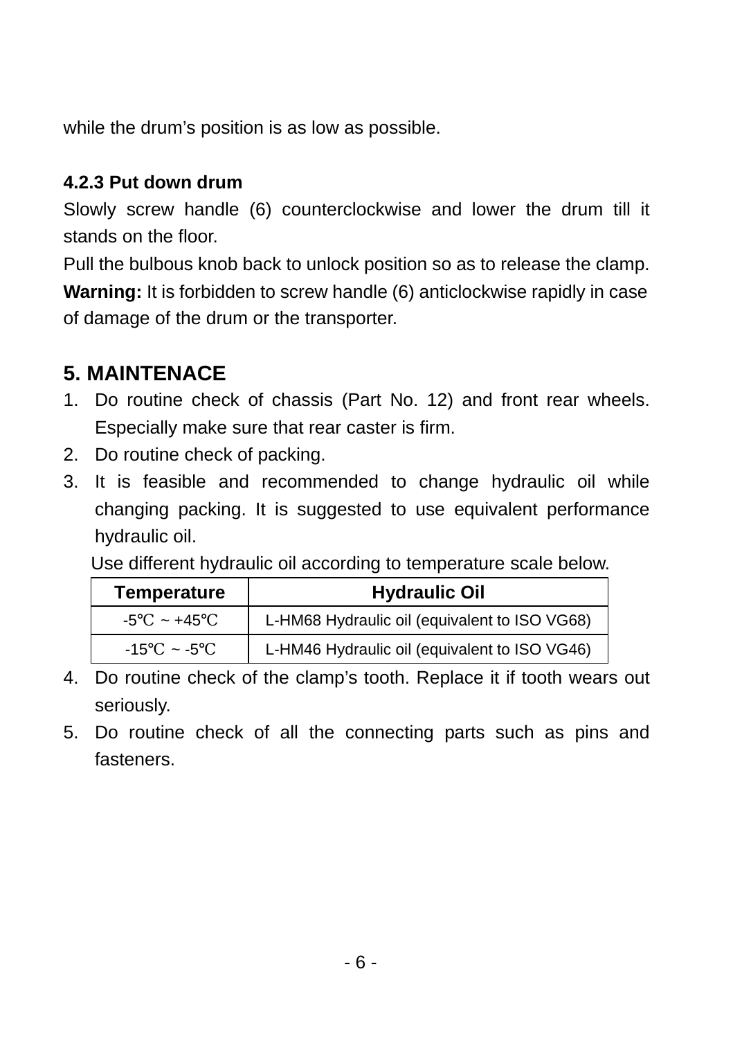while the drum's position is as low as possible.

#### 4.2.3 Put down drum

Slowly screw handle (6) counterclockwise and lower the drum till it stands on the floor.

Pull the bulbous knob back to unlock position so as to release the clamp.

**Warning:** It is forbidden to screw handle (6) anticlockwise rapidly in case of damage of the drum or the transporter.

## 5. MAINTENACE

1. Do routine check of chassis (Part No. 12) and front rear wheels. Especially make sure that rear caster is firm.
2. Do routine check of packing.
3. It is feasible and recommended to change hydraulic oil while changing packing. It is suggested to use equivalent performance hydraulic oil.

   Use different hydraulic oil according to temperature scale below.

   | Temperature | Hydraulic Oil |
   |---|---|
   | -5℃ ~ +45℃ | L-HM68 Hydraulic oil (equivalent to ISO VG68) |
   | -15℃ ~ -5℃ | L-HM46 Hydraulic oil (equivalent to ISO VG46) |

4. Do routine check of the clamp's tooth. Replace it if tooth wears out seriously.
5. Do routine check of all the connecting parts such as pins and fasteners.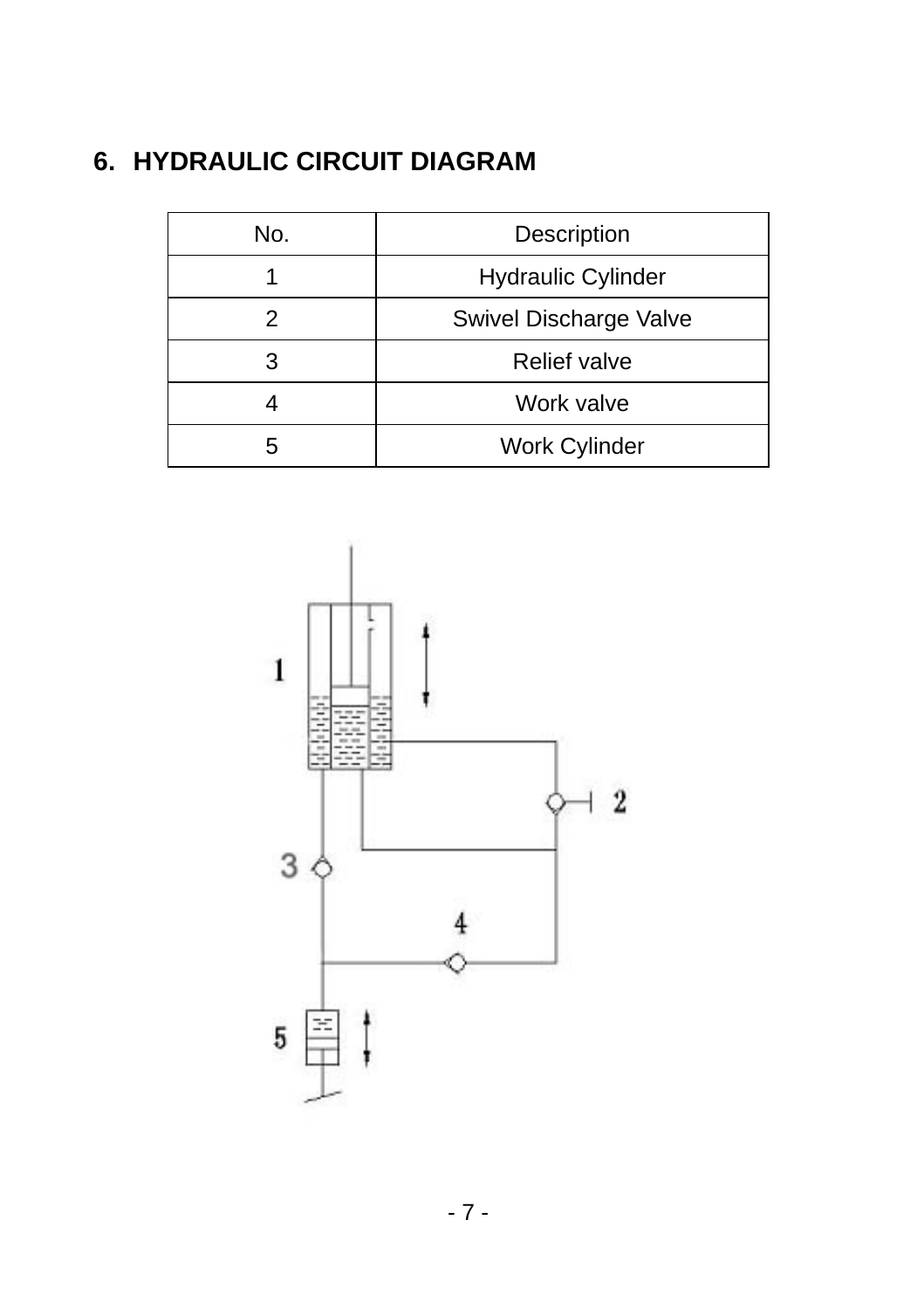## 6. HYDRAULIC CIRCUIT DIAGRAM

| No. | Description |
| --- | --- |
| 1 | Hydraulic Cylinder |
| 2 | Swivel Discharge Valve |
| 3 | Relief valve |
| 4 | Work valve |
| 5 | Work Cylinder |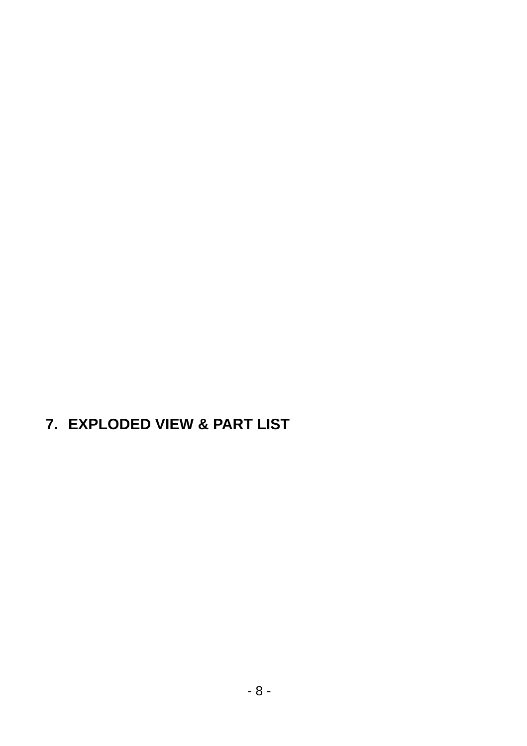## 7. EXPLODED VIEW & PART LIST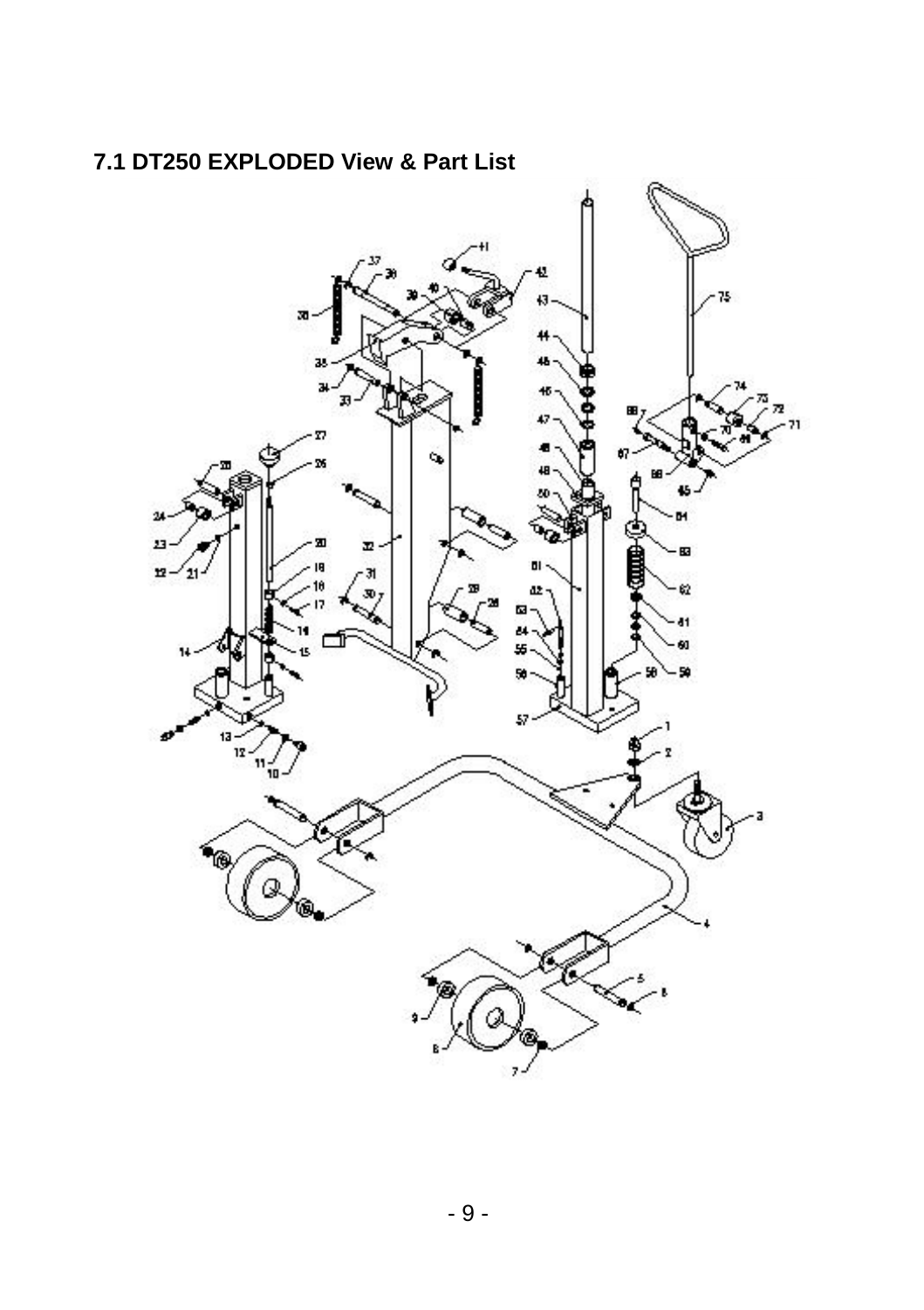## 7.1 DT250 EXPLODED View & Part List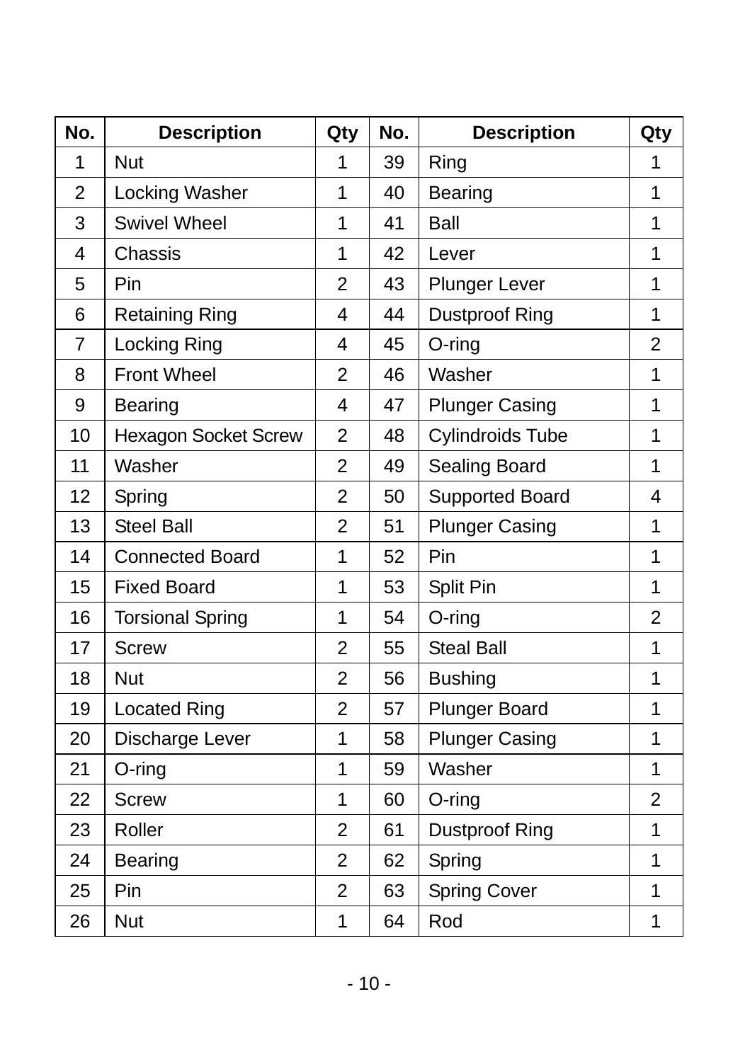| No. | Description | Qty | No. | Description | Qty |
|---|---|---|---|---|---|
| 1 | Nut | 1 | 39 | Ring | 1 |
| 2 | Locking Washer | 1 | 40 | Bearing | 1 |
| 3 | Swivel Wheel | 1 | 41 | Ball | 1 |
| 4 | Chassis | 1 | 42 | Lever | 1 |
| 5 | Pin | 2 | 43 | Plunger Lever | 1 |
| 6 | Retaining Ring | 4 | 44 | Dustproof Ring | 1 |
| 7 | Locking Ring | 4 | 45 | O-ring | 2 |
| 8 | Front Wheel | 2 | 46 | Washer | 1 |
| 9 | Bearing | 4 | 47 | Plunger Casing | 1 |
| 10 | Hexagon Socket Screw | 2 | 48 | Cylindroids Tube | 1 |
| 11 | Washer | 2 | 49 | Sealing Board | 1 |
| 12 | Spring | 2 | 50 | Supported Board | 4 |
| 13 | Steel Ball | 2 | 51 | Plunger Casing | 1 |
| 14 | Connected Board | 1 | 52 | Pin | 1 |
| 15 | Fixed Board | 1 | 53 | Split Pin | 1 |
| 16 | Torsional Spring | 1 | 54 | O-ring | 2 |
| 17 | Screw | 2 | 55 | Steal Ball | 1 |
| 18 | Nut | 2 | 56 | Bushing | 1 |
| 19 | Located Ring | 2 | 57 | Plunger Board | 1 |
| 20 | Discharge Lever | 1 | 58 | Plunger Casing | 1 |
| 21 | O-ring | 1 | 59 | Washer | 1 |
| 22 | Screw | 1 | 60 | O-ring | 2 |
| 23 | Roller | 2 | 61 | Dustproof Ring | 1 |
| 24 | Bearing | 2 | 62 | Spring | 1 |
| 25 | Pin | 2 | 63 | Spring Cover | 1 |
| 26 | Nut | 1 | 64 | Rod | 1 |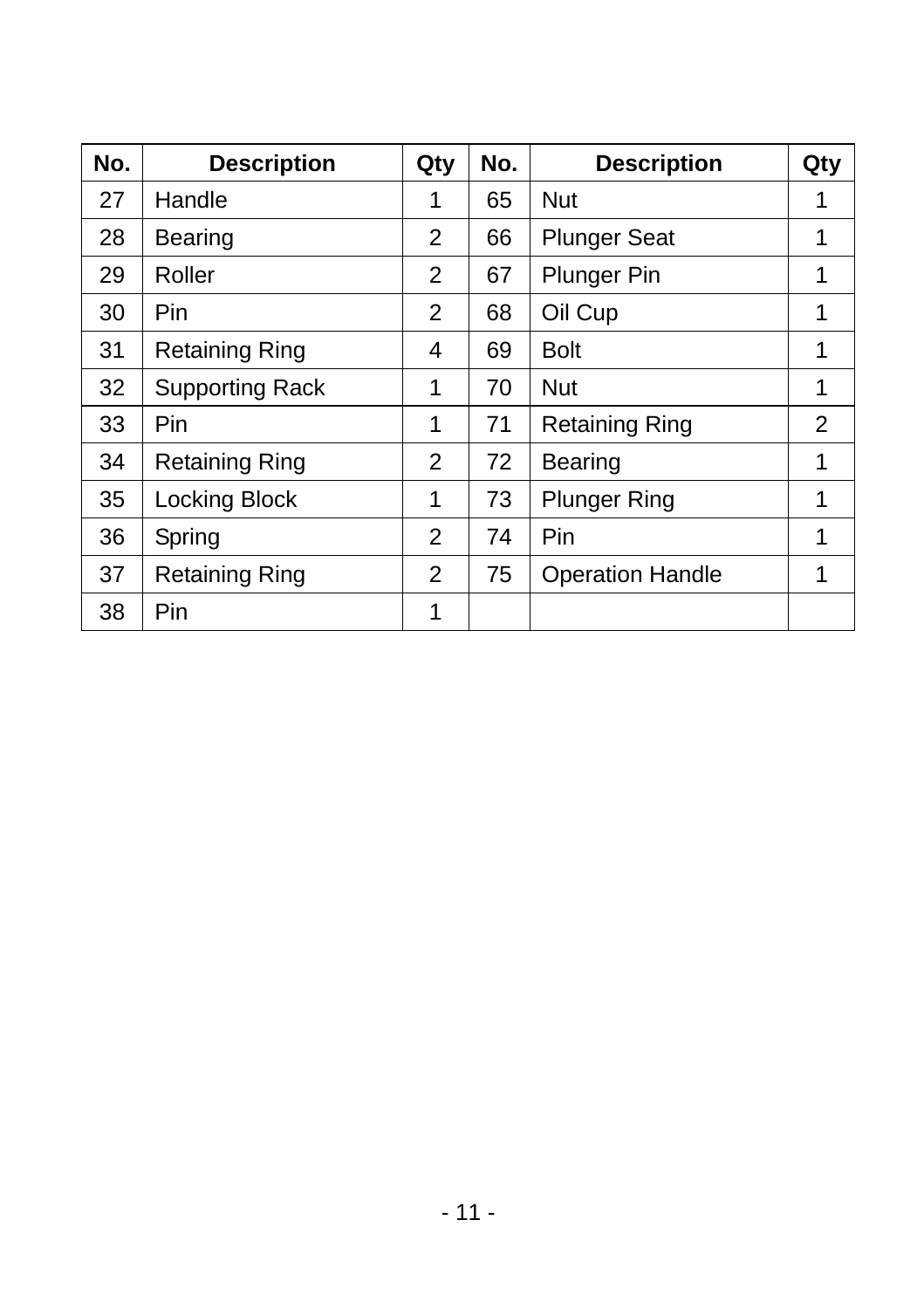| No. | Description | Qty | No. | Description | Qty |
|---|---|---|---|---|---|
| 27 | Handle | 1 | 65 | Nut | 1 |
| 28 | Bearing | 2 | 66 | Plunger Seat | 1 |
| 29 | Roller | 2 | 67 | Plunger Pin | 1 |
| 30 | Pin | 2 | 68 | Oil Cup | 1 |
| 31 | Retaining Ring | 4 | 69 | Bolt | 1 |
| 32 | Supporting Rack | 1 | 70 | Nut | 1 |
| 33 | Pin | 1 | 71 | Retaining Ring | 2 |
| 34 | Retaining Ring | 2 | 72 | Bearing | 1 |
| 35 | Locking Block | 1 | 73 | Plunger Ring | 1 |
| 36 | Spring | 2 | 74 | Pin | 1 |
| 37 | Retaining Ring | 2 | 75 | Operation Handle | 1 |
| 38 | Pin | 1 | | | |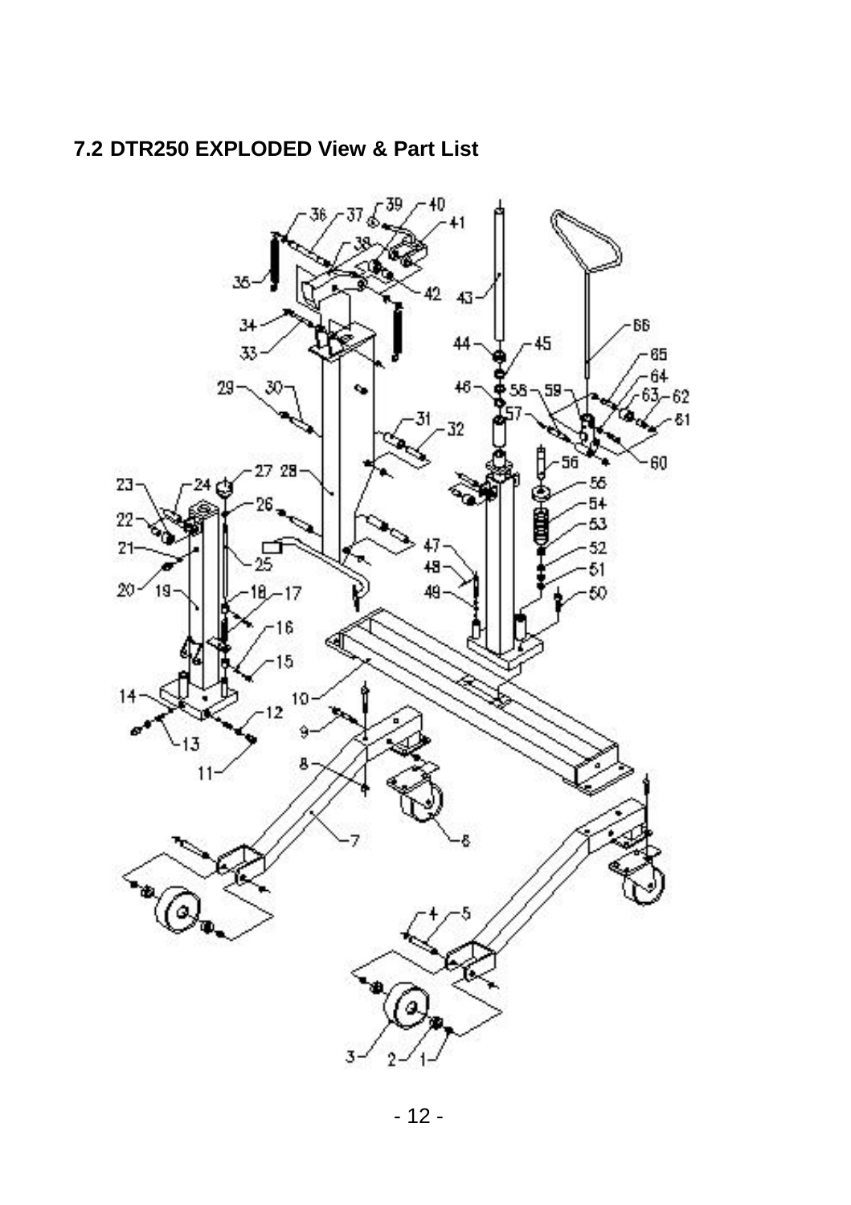## 7.2 DTR250 EXPLODED View & Part List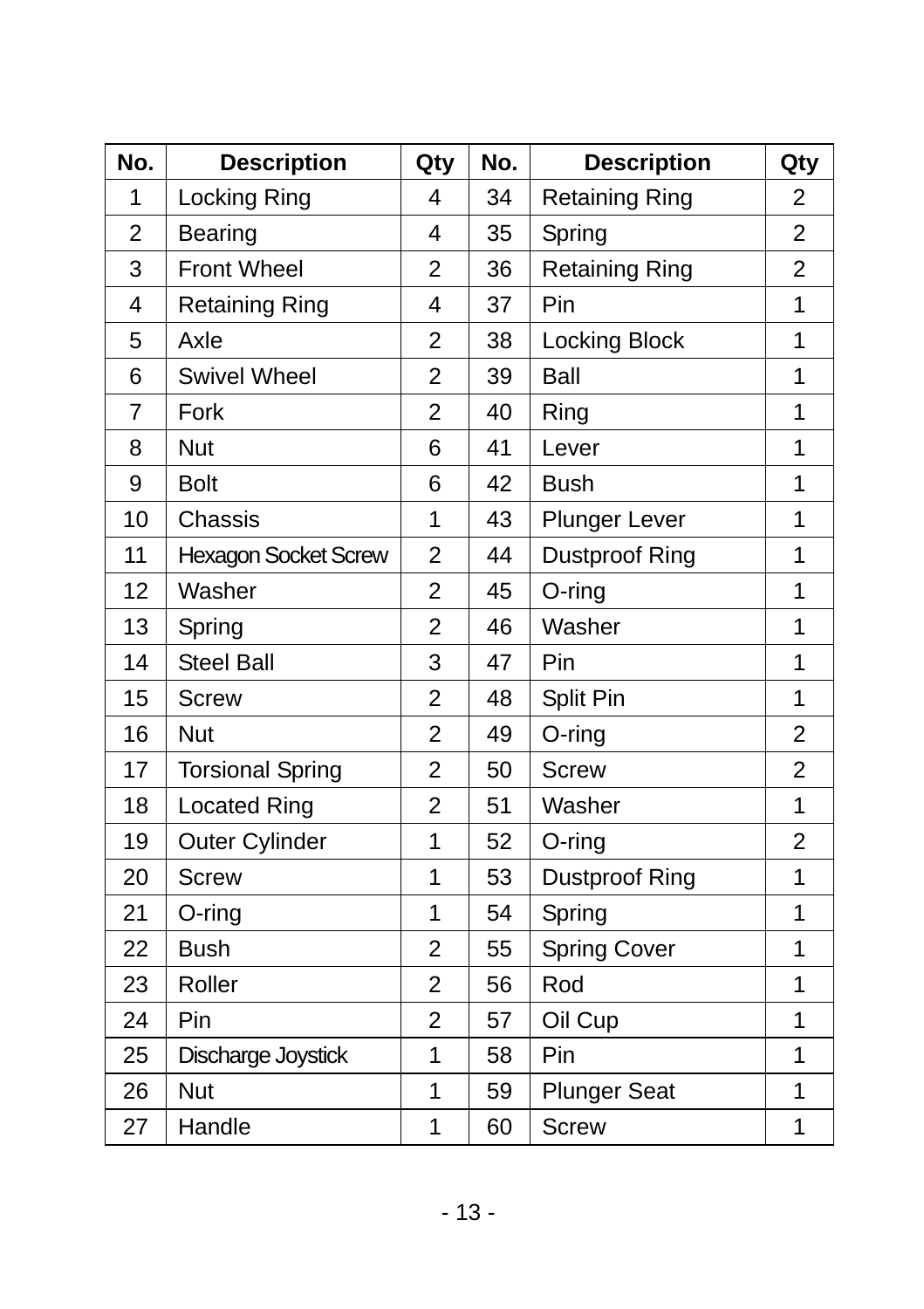| No. | Description | Qty | No. | Description | Qty |
| --- | --- | --- | --- | --- | --- |
| 1 | Locking Ring | 4 | 34 | Retaining Ring | 2 |
| 2 | Bearing | 4 | 35 | Spring | 2 |
| 3 | Front Wheel | 2 | 36 | Retaining Ring | 2 |
| 4 | Retaining Ring | 4 | 37 | Pin | 1 |
| 5 | Axle | 2 | 38 | Locking Block | 1 |
| 6 | Swivel Wheel | 2 | 39 | Ball | 1 |
| 7 | Fork | 2 | 40 | Ring | 1 |
| 8 | Nut | 6 | 41 | Lever | 1 |
| 9 | Bolt | 6 | 42 | Bush | 1 |
| 10 | Chassis | 1 | 43 | Plunger Lever | 1 |
| 11 | Hexagon Socket Screw | 2 | 44 | Dustproof Ring | 1 |
| 12 | Washer | 2 | 45 | O-ring | 1 |
| 13 | Spring | 2 | 46 | Washer | 1 |
| 14 | Steel Ball | 3 | 47 | Pin | 1 |
| 15 | Screw | 2 | 48 | Split Pin | 1 |
| 16 | Nut | 2 | 49 | O-ring | 2 |
| 17 | Torsional Spring | 2 | 50 | Screw | 2 |
| 18 | Located Ring | 2 | 51 | Washer | 1 |
| 19 | Outer Cylinder | 1 | 52 | O-ring | 2 |
| 20 | Screw | 1 | 53 | Dustproof Ring | 1 |
| 21 | O-ring | 1 | 54 | Spring | 1 |
| 22 | Bush | 2 | 55 | Spring Cover | 1 |
| 23 | Roller | 2 | 56 | Rod | 1 |
| 24 | Pin | 2 | 57 | Oil Cup | 1 |
| 25 | Discharge Joystick | 1 | 58 | Pin | 1 |
| 26 | Nut | 1 | 59 | Plunger Seat | 1 |
| 27 | Handle | 1 | 60 | Screw | 1 |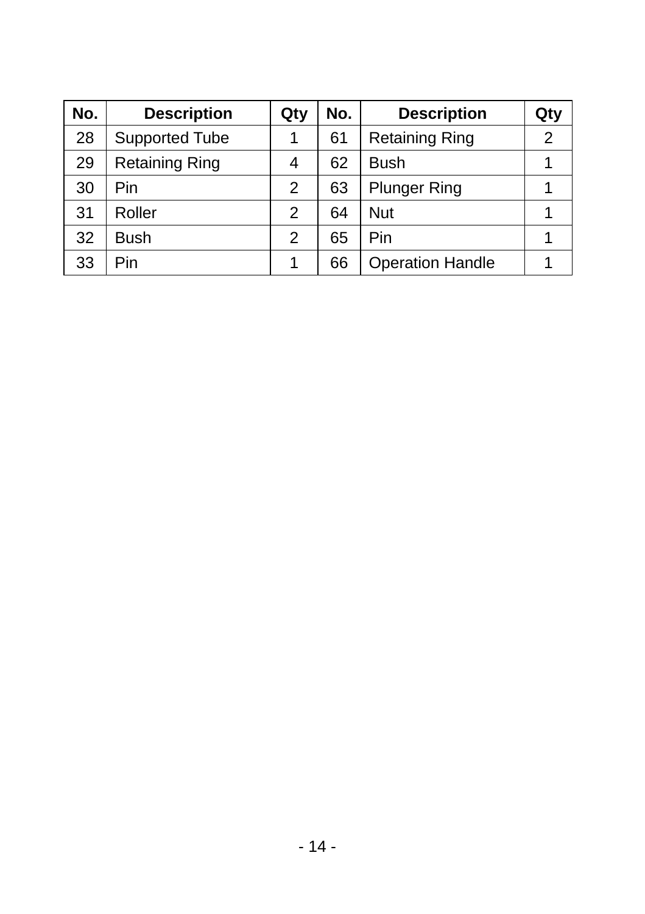| No. | Description | Qty | No. | Description | Qty |
|---|---|---|---|---|---|
| 28 | Supported Tube | 1 | 61 | Retaining Ring | 2 |
| 29 | Retaining Ring | 4 | 62 | Bush | 1 |
| 30 | Pin | 2 | 63 | Plunger Ring | 1 |
| 31 | Roller | 2 | 64 | Nut | 1 |
| 32 | Bush | 2 | 65 | Pin | 1 |
| 33 | Pin | 1 | 66 | Operation Handle | 1 |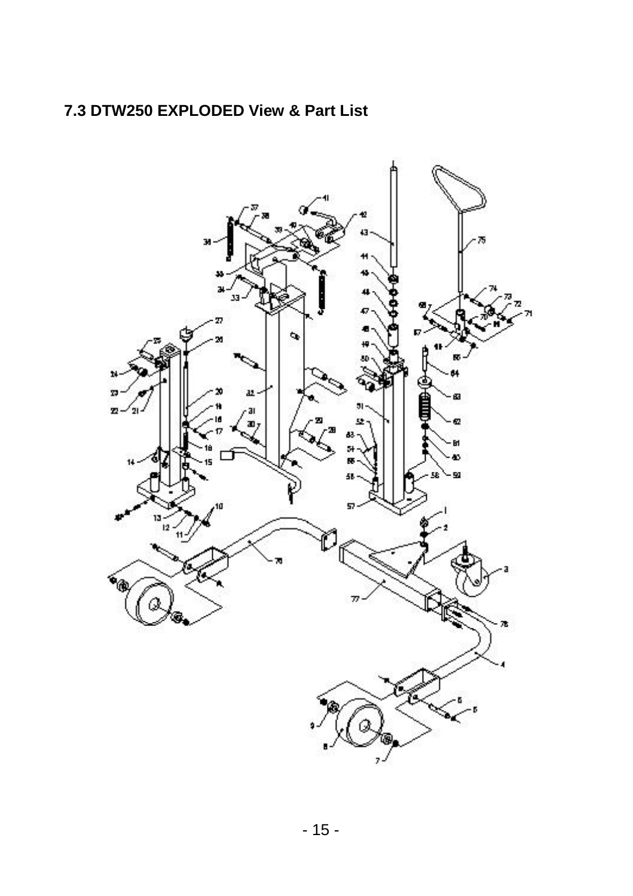## 7.3 DTW250 EXPLODED View & Part List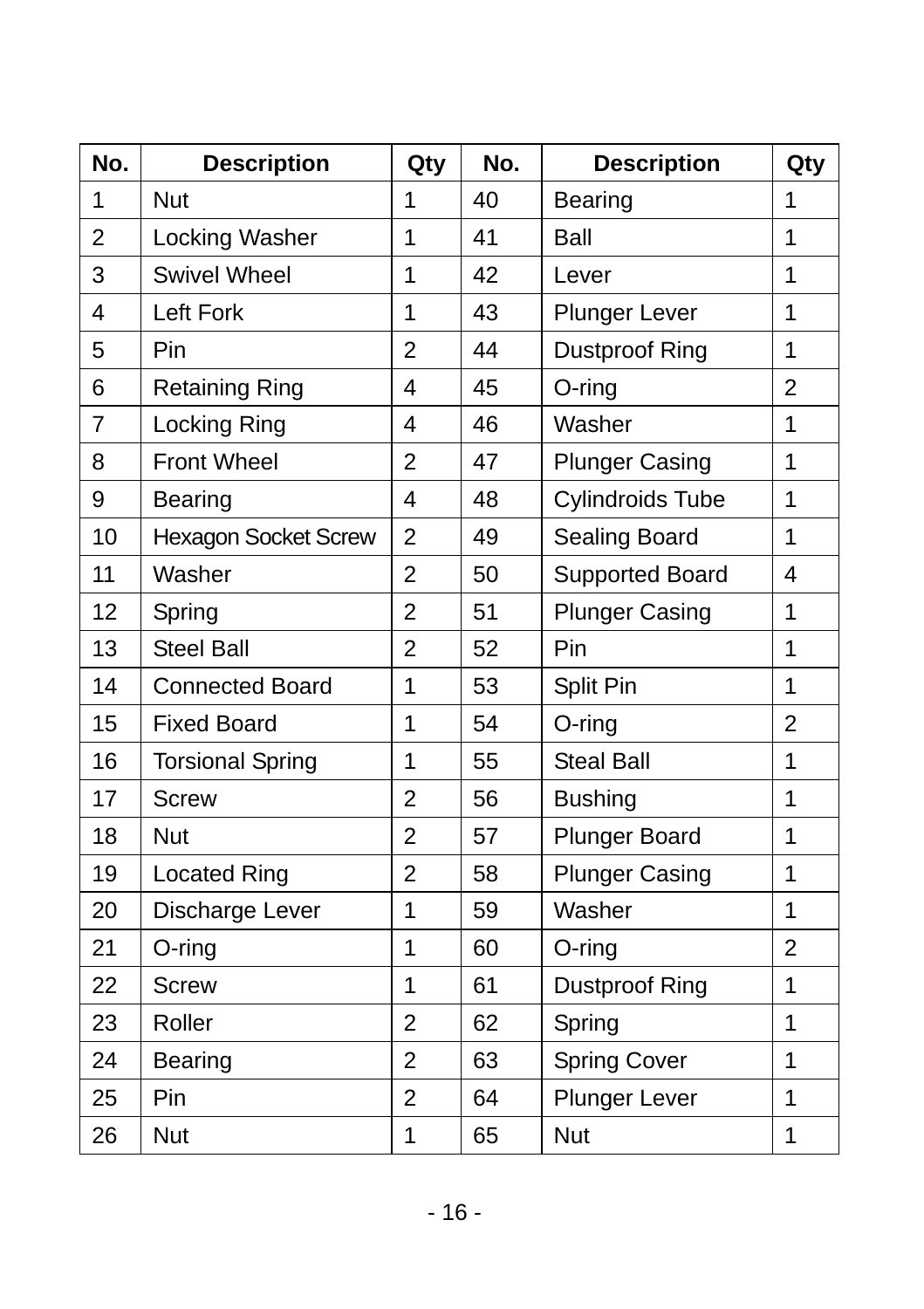| No. | Description | Qty | No. | Description | Qty |
|---|---|---|---|---|---|
| 1 | Nut | 1 | 40 | Bearing | 1 |
| 2 | Locking Washer | 1 | 41 | Ball | 1 |
| 3 | Swivel Wheel | 1 | 42 | Lever | 1 |
| 4 | Left Fork | 1 | 43 | Plunger Lever | 1 |
| 5 | Pin | 2 | 44 | Dustproof Ring | 1 |
| 6 | Retaining Ring | 4 | 45 | O-ring | 2 |
| 7 | Locking Ring | 4 | 46 | Washer | 1 |
| 8 | Front Wheel | 2 | 47 | Plunger Casing | 1 |
| 9 | Bearing | 4 | 48 | Cylindroids Tube | 1 |
| 10 | Hexagon Socket Screw | 2 | 49 | Sealing Board | 1 |
| 11 | Washer | 2 | 50 | Supported Board | 4 |
| 12 | Spring | 2 | 51 | Plunger Casing | 1 |
| 13 | Steel Ball | 2 | 52 | Pin | 1 |
| 14 | Connected Board | 1 | 53 | Split Pin | 1 |
| 15 | Fixed Board | 1 | 54 | O-ring | 2 |
| 16 | Torsional Spring | 1 | 55 | Steal Ball | 1 |
| 17 | Screw | 2 | 56 | Bushing | 1 |
| 18 | Nut | 2 | 57 | Plunger Board | 1 |
| 19 | Located Ring | 2 | 58 | Plunger Casing | 1 |
| 20 | Discharge Lever | 1 | 59 | Washer | 1 |
| 21 | O-ring | 1 | 60 | O-ring | 2 |
| 22 | Screw | 1 | 61 | Dustproof Ring | 1 |
| 23 | Roller | 2 | 62 | Spring | 1 |
| 24 | Bearing | 2 | 63 | Spring Cover | 1 |
| 25 | Pin | 2 | 64 | Plunger Lever | 1 |
| 26 | Nut | 1 | 65 | Nut | 1 |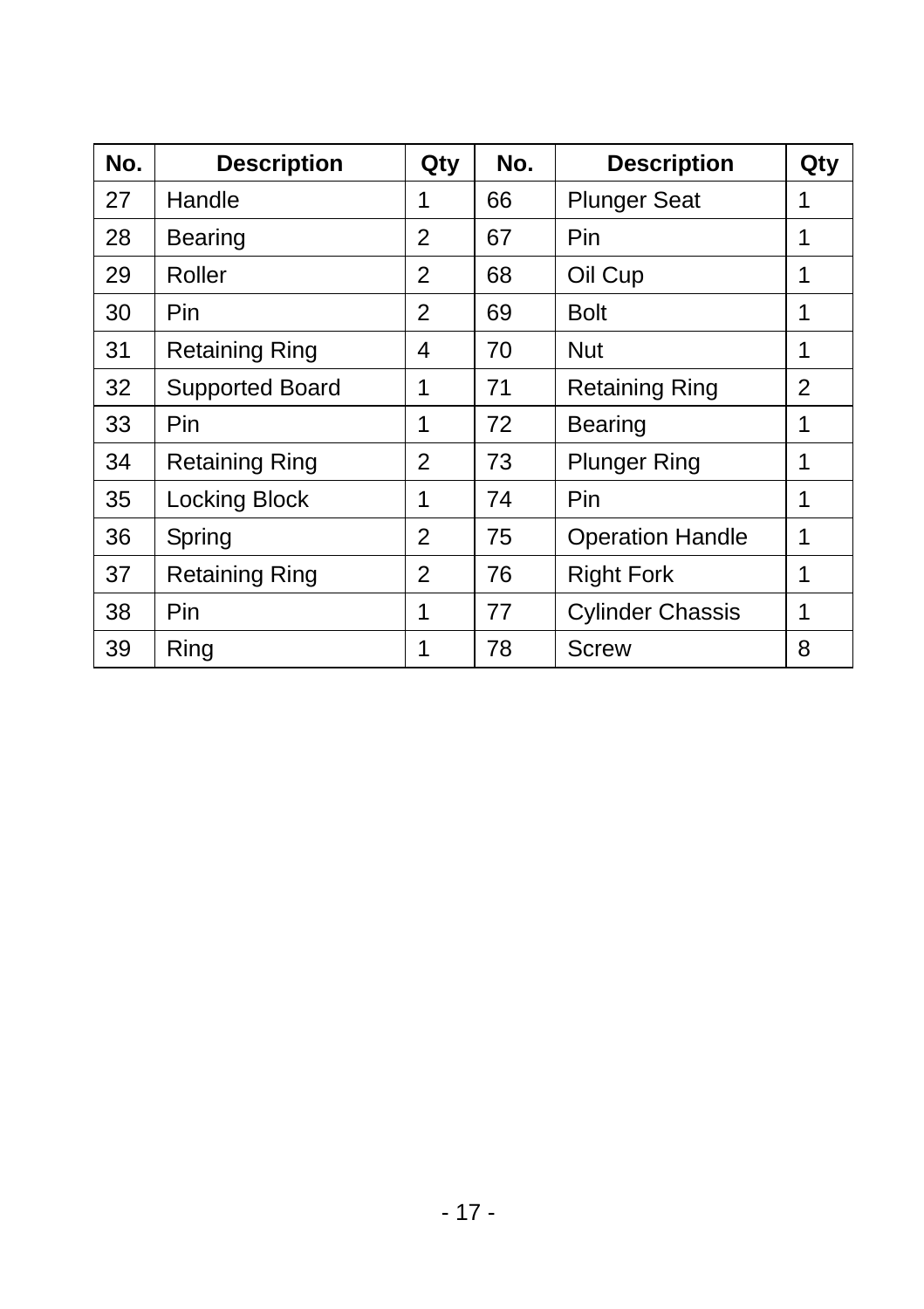| No. | Description | Qty | No. | Description | Qty |
|---|---|---|---|---|---|
| 27 | Handle | 1 | 66 | Plunger Seat | 1 |
| 28 | Bearing | 2 | 67 | Pin | 1 |
| 29 | Roller | 2 | 68 | Oil Cup | 1 |
| 30 | Pin | 2 | 69 | Bolt | 1 |
| 31 | Retaining Ring | 4 | 70 | Nut | 1 |
| 32 | Supported Board | 1 | 71 | Retaining Ring | 2 |
| 33 | Pin | 1 | 72 | Bearing | 1 |
| 34 | Retaining Ring | 2 | 73 | Plunger Ring | 1 |
| 35 | Locking Block | 1 | 74 | Pin | 1 |
| 36 | Spring | 2 | 75 | Operation Handle | 1 |
| 37 | Retaining Ring | 2 | 76 | Right Fork | 1 |
| 38 | Pin | 1 | 77 | Cylinder Chassis | 1 |
| 39 | Ring | 1 | 78 | Screw | 8 |